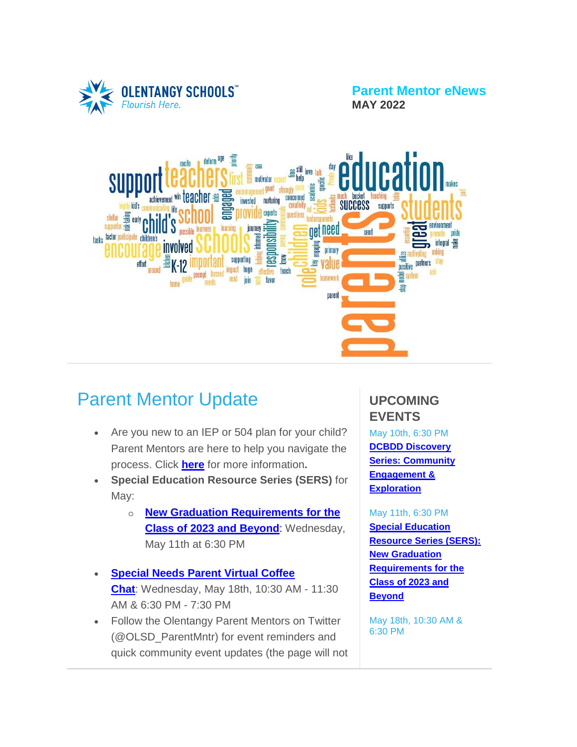OLENTANGY SCHOOLS
Flourish Here.

**Parent Mentor eNews**
**MAY 2022**

# Parent Mentor Update

- Are you new to an IEP or 504 plan for your child? Parent Mentors are here to help you navigate the process. Click **here** for more information**.**
- **Special Education Resource Series (SERS)** for May:
  - **New Graduation Requirements for the Class of 2023 and Beyond**: Wednesday, May 11th at 6:30 PM
- **Special Needs Parent Virtual Coffee Chat**: Wednesday, May 18th, 10:30 AM - 11:30 AM & 6:30 PM - 7:30 PM
- Follow the Olentangy Parent Mentors on Twitter (@OLSD_ParentMntr) for event reminders and quick community event updates (the page will not

## UPCOMING EVENTS

May 10th, 6:30 PM
**DCBDD Discovery Series: Community Engagement & Exploration**

May 11th, 6:30 PM
**Special Education Resource Series (SERS): New Graduation Requirements for the Class of 2023 and Beyond**

May 18th, 10:30 AM & 6:30 PM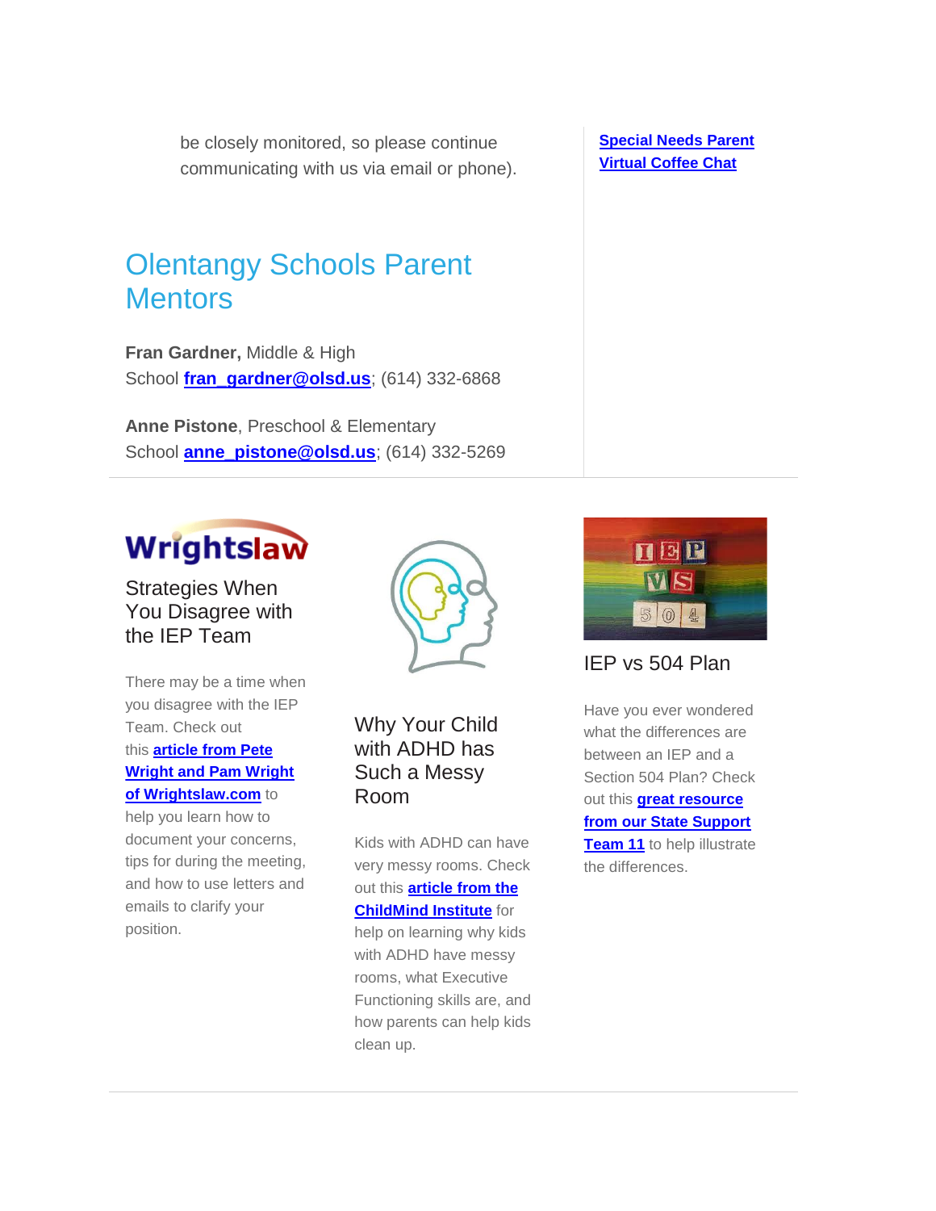be closely monitored, so please continue communicating with us via email or phone).

**Special Needs Parent Virtual Coffee Chat**

## Olentangy Schools Parent Mentors

**Fran Gardner,** Middle & High School **fran_gardner@olsd.us**; (614) 332-6868

**Anne Pistone**, Preschool & Elementary School **anne_pistone@olsd.us**; (614) 332-5269

---

Wrightslaw

### Strategies When You Disagree with the IEP Team

There may be a time when you disagree with the IEP Team. Check out this **article from Pete Wright and Pam Wright of Wrightslaw.com** to help you learn how to document your concerns, tips for during the meeting, and how to use letters and emails to clarify your position.

### Why Your Child with ADHD has Such a Messy Room

Kids with ADHD can have very messy rooms. Check out this **article from the ChildMind Institute** for help on learning why kids with ADHD have messy rooms, what Executive Functioning skills are, and how parents can help kids clean up.

### IEP vs 504 Plan

Have you ever wondered what the differences are between an IEP and a Section 504 Plan? Check out this **great resource from our State Support Team 11** to help illustrate the differences.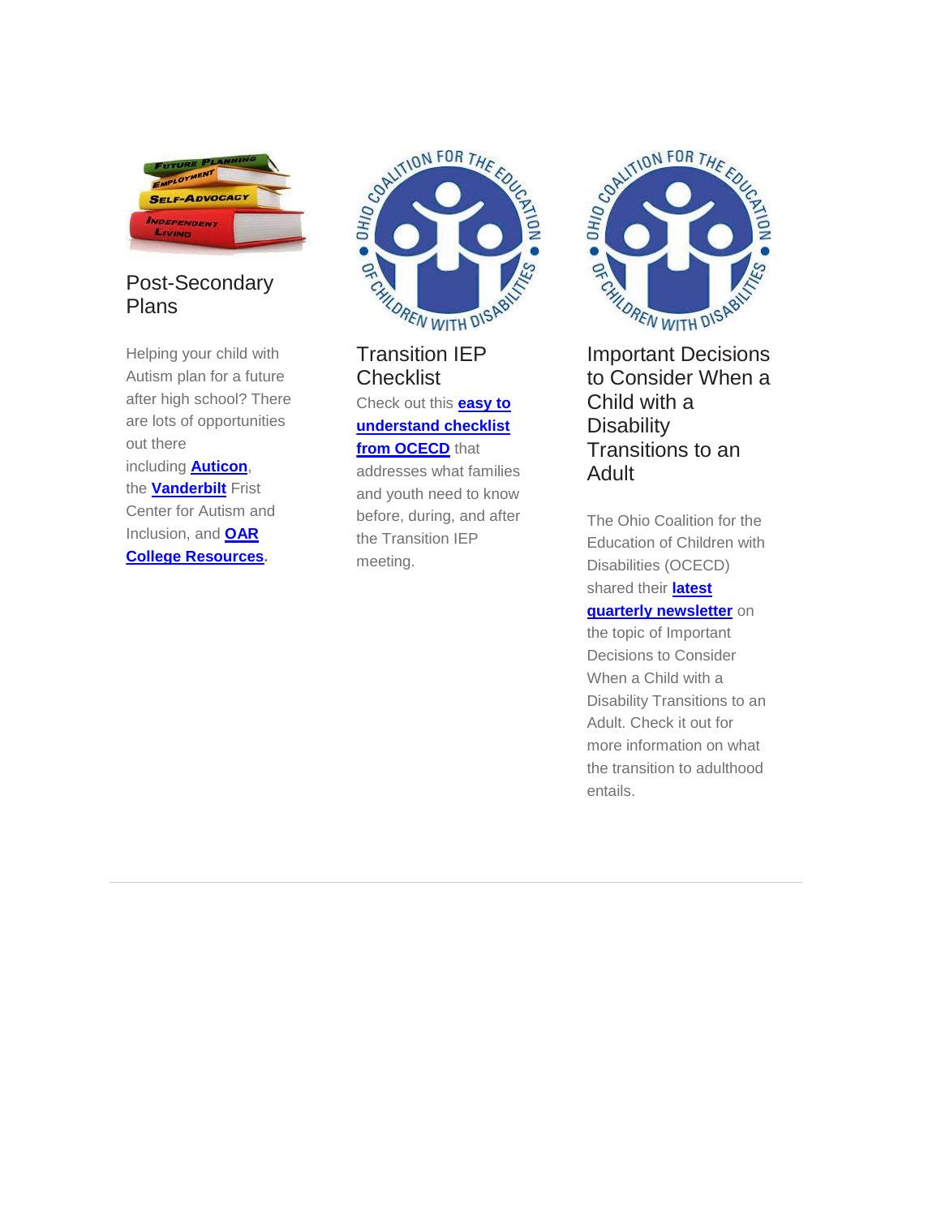## Post-Secondary Plans

Helping your child with Autism plan for a future after high school? There are lots of opportunities out there including **Auticon**, the **Vanderbilt** Frist Center for Autism and Inclusion, and **OAR College Resources**.

## Transition IEP Checklist

Check out this **easy to understand checklist from OCECD** that addresses what families and youth need to know before, during, and after the Transition IEP meeting.

## Important Decisions to Consider When a Child with a Disability Transitions to an Adult

The Ohio Coalition for the Education of Children with Disabilities (OCECD) shared their **latest quarterly newsletter** on the topic of Important Decisions to Consider When a Child with a Disability Transitions to an Adult. Check it out for more information on what the transition to adulthood entails.